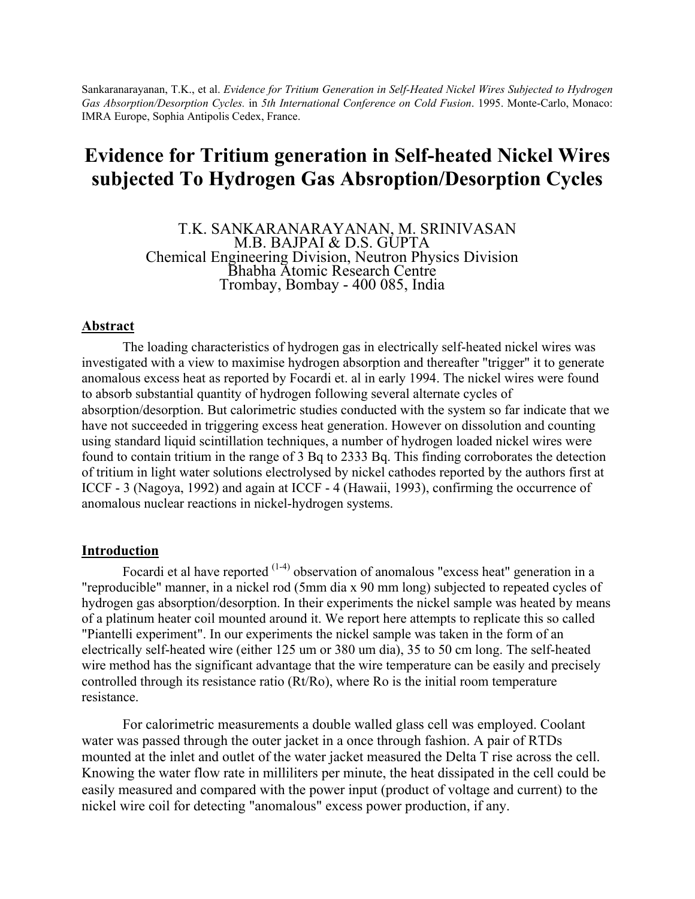Sankaranarayanan, T.K., et al. *Evidence for Tritium Generation in Self-Heated Nickel Wires Subjected to Hydrogen Gas Absorption/Desorption Cycles.* in *5th International Conference on Cold Fusion*. 1995. Monte-Carlo, Monaco: IMRA Europe, Sophia Antipolis Cedex, France.

# Evidence for Tritium generation in Self-heated Nickel Wires subjected To Hydrogen Gas Absrorption/Desorption Cycles

T.K. SANKARANARAYANAN, M. SRINIVASAN
M.B. BAJPAI & D.S. GUPTA
Chemical Engineering Division, Neutron Physics Division
Bhabha Atomic Research Centre
Trombay, Bombay - 400 085, India

## Abstract

The loading characteristics of hydrogen gas in electrically self-heated nickel wires was investigated with a view to maximise hydrogen absorption and thereafter "trigger" it to generate anomalous excess heat as reported by Focardi et. al in early 1994. The nickel wires were found to absorb substantial quantity of hydrogen following several alternate cycles of absorption/desorption. But calorimetric studies conducted with the system so far indicate that we have not succeeded in triggering excess heat generation. However on dissolution and counting using standard liquid scintillation techniques, a number of hydrogen loaded nickel wires were found to contain tritium in the range of 3 Bq to 2333 Bq. This finding corroborates the detection of tritium in light water solutions electrolysed by nickel cathodes reported by the authors first at ICCF - 3 (Nagoya, 1992) and again at ICCF - 4 (Hawaii, 1993), confirming the occurrence of anomalous nuclear reactions in nickel-hydrogen systems.

## Introduction

Focardi et al have reported [1-4] observation of anomalous "excess heat" generation in a "reproducible" manner, in a nickel rod (5mm dia x 90 mm long) subjected to repeated cycles of hydrogen gas absorption/desorption. In their experiments the nickel sample was heated by means of a platinum heater coil mounted around it. We report here attempts to replicate this so called "Piantelli experiment". In our experiments the nickel sample was taken in the form of an electrically self-heated wire (either 125 um or 380 um dia), 35 to 50 cm long. The self-heated wire method has the significant advantage that the wire temperature can be easily and precisely controlled through its resistance ratio ($R_t/R_o$), where $R_o$ is the initial room temperature resistance.

For calorimetric measurements a double walled glass cell was employed. Coolant water was passed through the outer jacket in a once through fashion. A pair of RTDs mounted at the inlet and outlet of the water jacket measured the Delta T rise across the cell. Knowing the water flow rate in milliliters per minute, the heat dissipated in the cell could be easily measured and compared with the power input (product of voltage and current) to the nickel wire coil for detecting "anomalous" excess power production, if any.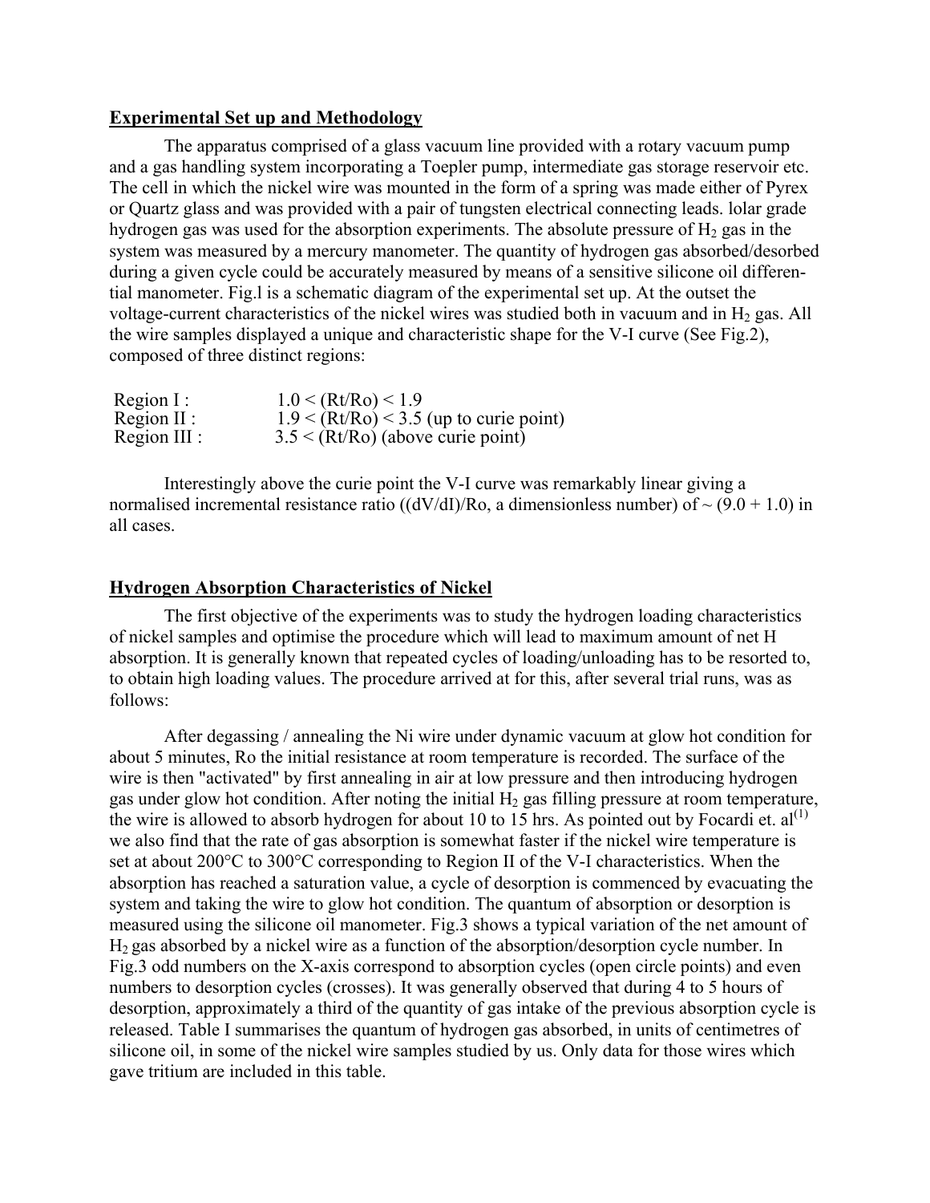## Experimental Set up and Methodology

The apparatus comprised of a glass vacuum line provided with a rotary vacuum pump and a gas handling system incorporating a Toepler pump, intermediate gas storage reservoir etc. The cell in which the nickel wire was mounted in the form of a spring was made either of Pyrex or Quartz glass and was provided with a pair of tungsten electrical connecting leads. lolar grade hydrogen gas was used for the absorption experiments. The absolute pressure of $H_2$ gas in the system was measured by a mercury manometer. The quantity of hydrogen gas absorbed/desorbed during a given cycle could be accurately measured by means of a sensitive silicone oil differential manometer. Fig.l is a schematic diagram of the experimental set up. At the outset the voltage-current characteristics of the nickel wires was studied both in vacuum and in $H_2$ gas. All the wire samples displayed a unique and characteristic shape for the V-I curve (See Fig.2), composed of three distinct regions:

| | |
|---|---|
| Region I : | $1.0 < (Rt/Ro) < 1.9$ |
| Region II : | $1.9 < (Rt/Ro) < 3.5$ (up to curie point) |
| Region III : | $3.5 < (Rt/Ro)$ (above curie point) |

Interestingly above the curie point the V-I curve was remarkably linear giving a normalised incremental resistance ratio ((dV/dI)/Ro, a dimensionless number) of ~ (9.0 + 1.0) in all cases.

## Hydrogen Absorption Characteristics of Nickel

The first objective of the experiments was to study the hydrogen loading characteristics of nickel samples and optimise the procedure which will lead to maximum amount of net H absorption. It is generally known that repeated cycles of loading/unloading has to be resorted to, to obtain high loading values. The procedure arrived at for this, after several trial runs, was as follows:

After degassing / annealing the Ni wire under dynamic vacuum at glow hot condition for about 5 minutes, Ro the initial resistance at room temperature is recorded. The surface of the wire is then "activated" by first annealing in air at low pressure and then introducing hydrogen gas under glow hot condition. After noting the initial $H_2$ gas filling pressure at room temperature, the wire is allowed to absorb hydrogen for about 10 to 15 hrs. As pointed out by Focardi et. al[1] we also find that the rate of gas absorption is somewhat faster if the nickel wire temperature is set at about 200°C to 300°C corresponding to Region II of the V-I characteristics. When the absorption has reached a saturation value, a cycle of desorption is commenced by evacuating the system and taking the wire to glow hot condition. The quantum of absorption or desorption is measured using the silicone oil manometer. Fig.3 shows a typical variation of the net amount of $H_2$ gas absorbed by a nickel wire as a function of the absorption/desorption cycle number. In Fig.3 odd numbers on the X-axis correspond to absorption cycles (open circle points) and even numbers to desorption cycles (crosses). It was generally observed that during 4 to 5 hours of desorption, approximately a third of the quantity of gas intake of the previous absorption cycle is released. Table I summarises the quantum of hydrogen gas absorbed, in units of centimetres of silicone oil, in some of the nickel wire samples studied by us. Only data for those wires which gave tritium are included in this table.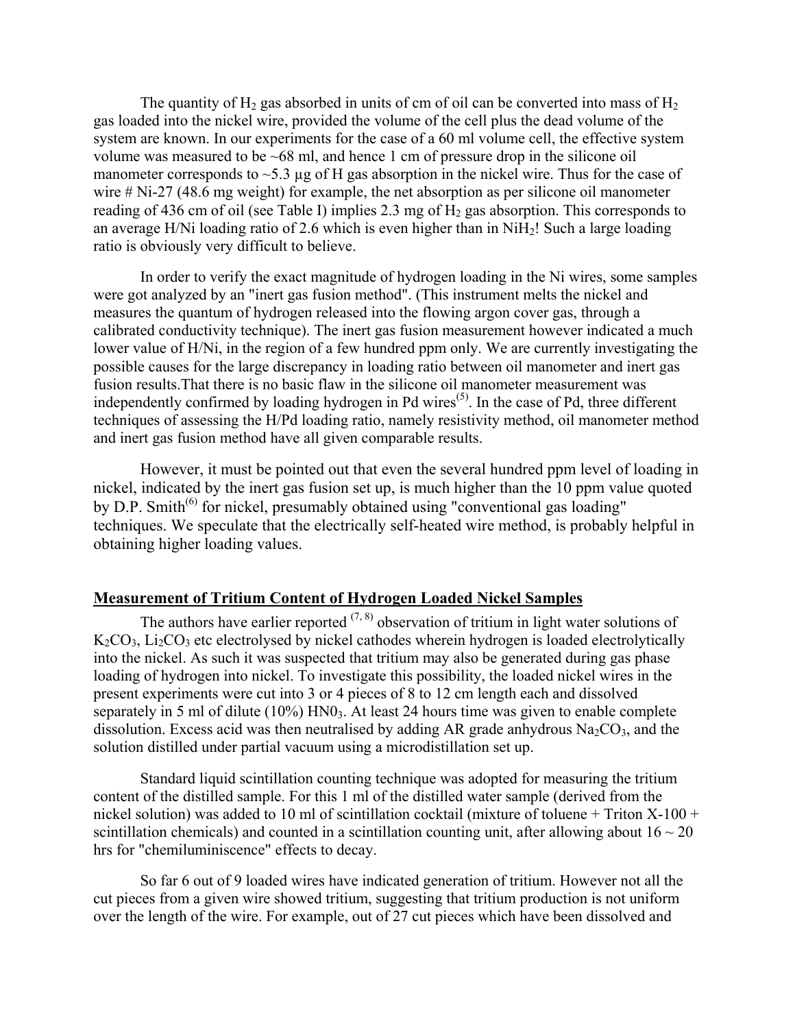The quantity of $H_2$ gas absorbed in units of cm of oil can be converted into mass of $H_2$ gas loaded into the nickel wire, provided the volume of the cell plus the dead volume of the system are known. In our experiments for the case of a 60 ml volume cell, the effective system volume was measured to be ~68 ml, and hence 1 cm of pressure drop in the silicone oil manometer corresponds to ~5.3 µg of H gas absorption in the nickel wire. Thus for the case of wire # Ni-27 (48.6 mg weight) for example, the net absorption as per silicone oil manometer reading of 436 cm of oil (see Table I) implies 2.3 mg of $H_2$ gas absorption. This corresponds to an average H/Ni loading ratio of 2.6 which is even higher than in $NiH_2$! Such a large loading ratio is obviously very difficult to believe.

In order to verify the exact magnitude of hydrogen loading in the Ni wires, some samples were got analyzed by an "inert gas fusion method". (This instrument melts the nickel and measures the quantum of hydrogen released into the flowing argon cover gas, through a calibrated conductivity technique). The inert gas fusion measurement however indicated a much lower value of H/Ni, in the region of a few hundred ppm only. We are currently investigating the possible causes for the large discrepancy in loading ratio between oil manometer and inert gas fusion results.That there is no basic flaw in the silicone oil manometer measurement was independently confirmed by loading hydrogen in Pd wires[5]. In the case of Pd, three different techniques of assessing the H/Pd loading ratio, namely resistivity method, oil manometer method and inert gas fusion method have all given comparable results.

However, it must be pointed out that even the several hundred ppm level of loading in nickel, indicated by the inert gas fusion set up, is much higher than the 10 ppm value quoted by D.P. Smith[6] for nickel, presumably obtained using "conventional gas loading" techniques. We speculate that the electrically self-heated wire method, is probably helpful in obtaining higher loading values.

## Measurement of Tritium Content of Hydrogen Loaded Nickel Samples

The authors have earlier reported [7, 8] observation of tritium in light water solutions of $K_2CO_3$, $Li_2CO_3$ etc electrolysed by nickel cathodes wherein hydrogen is loaded electrolytically into the nickel. As such it was suspected that tritium may also be generated during gas phase loading of hydrogen into nickel. To investigate this possibility, the loaded nickel wires in the present experiments were cut into 3 or 4 pieces of 8 to 12 cm length each and dissolved separately in 5 ml of dilute (10%) $HNO_3$. At least 24 hours time was given to enable complete dissolution. Excess acid was then neutralised by adding AR grade anhydrous $Na_2CO_3$, and the solution distilled under partial vacuum using a microdistillation set up.

Standard liquid scintillation counting technique was adopted for measuring the tritium content of the distilled sample. For this 1 ml of the distilled water sample (derived from the nickel solution) was added to 10 ml of scintillation cocktail (mixture of toluene + Triton X-100 + scintillation chemicals) and counted in a scintillation counting unit, after allowing about 16 ~ 20 hrs for "chemiluminiscence" effects to decay.

So far 6 out of 9 loaded wires have indicated generation of tritium. However not all the cut pieces from a given wire showed tritium, suggesting that tritium production is not uniform over the length of the wire. For example, out of 27 cut pieces which have been dissolved and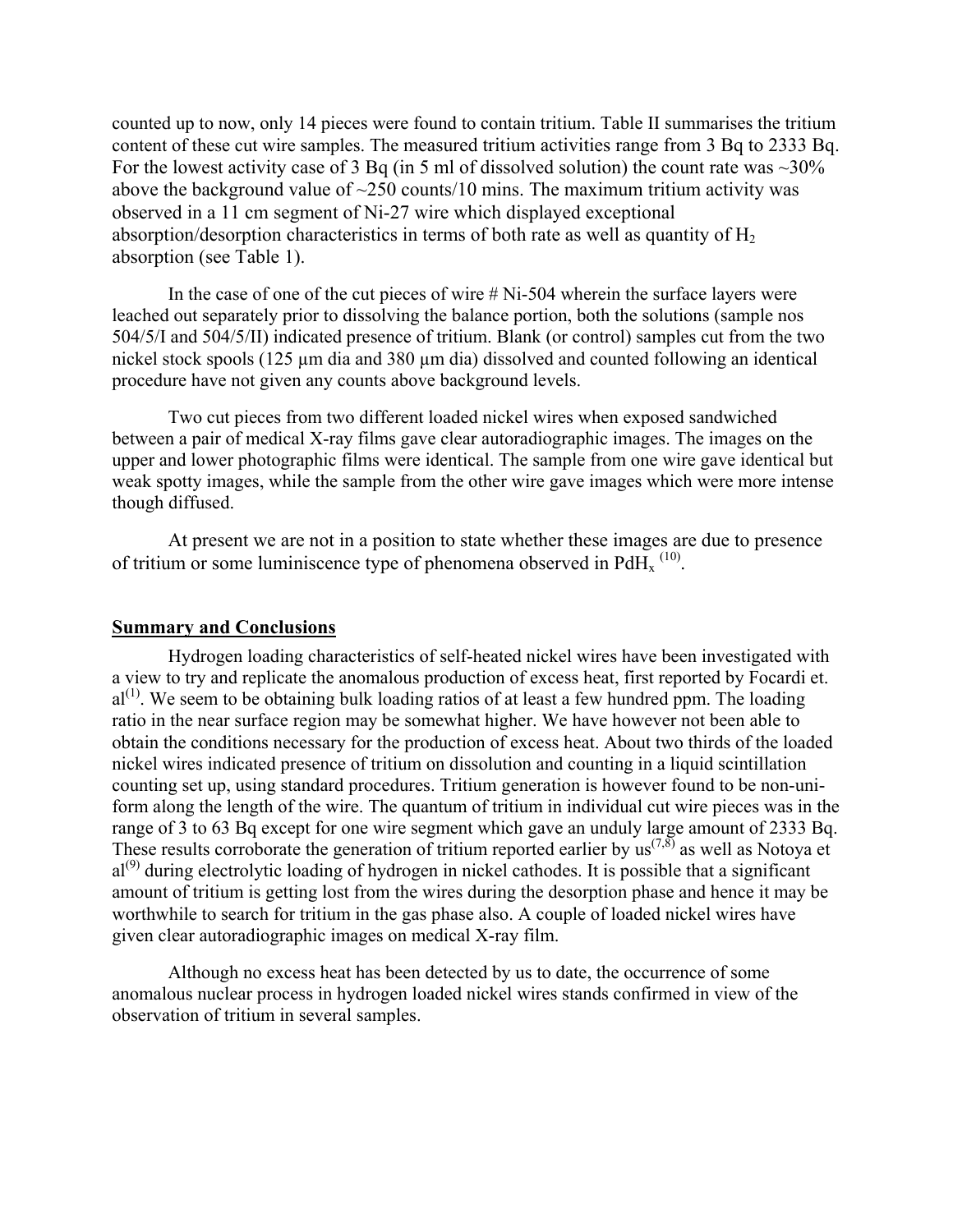counted up to now, only 14 pieces were found to contain tritium. Table II summarises the tritium content of these cut wire samples. The measured tritium activities range from 3 Bq to 2333 Bq. For the lowest activity case of 3 Bq (in 5 ml of dissolved solution) the count rate was ~30% above the background value of ~250 counts/10 mins. The maximum tritium activity was observed in a 11 cm segment of Ni-27 wire which displayed exceptional absorption/desorption characteristics in terms of both rate as well as quantity of $H_2$ absorption (see Table 1).

In the case of one of the cut pieces of wire # Ni-504 wherein the surface layers were leached out separately prior to dissolving the balance portion, both the solutions (sample nos 504/5/I and 504/5/II) indicated presence of tritium. Blank (or control) samples cut from the two nickel stock spools (125 μm dia and 380 μm dia) dissolved and counted following an identical procedure have not given any counts above background levels.

Two cut pieces from two different loaded nickel wires when exposed sandwiched between a pair of medical X-ray films gave clear autoradiographic images. The images on the upper and lower photographic films were identical. The sample from one wire gave identical but weak spotty images, while the sample from the other wire gave images which were more intense though diffused.

At present we are not in a position to state whether these images are due to presence of tritium or some luminiscence type of phenomena observed in $PdH_x$ [10].

## Summary and Conclusions

Hydrogen loading characteristics of self-heated nickel wires have been investigated with a view to try and replicate the anomalous production of excess heat, first reported by Focardi et. al[1]. We seem to be obtaining bulk loading ratios of at least a few hundred ppm. The loading ratio in the near surface region may be somewhat higher. We have however not been able to obtain the conditions necessary for the production of excess heat. About two thirds of the loaded nickel wires indicated presence of tritium on dissolution and counting in a liquid scintillation counting set up, using standard procedures. Tritium generation is however found to be non-uniform along the length of the wire. The quantum of tritium in individual cut wire pieces was in the range of 3 to 63 Bq except for one wire segment which gave an unduly large amount of 2333 Bq. These results corroborate the generation of tritium reported earlier by us[7,8] as well as Notoya et al[9] during electrolytic loading of hydrogen in nickel cathodes. It is possible that a significant amount of tritium is getting lost from the wires during the desorption phase and hence it may be worthwhile to search for tritium in the gas phase also. A couple of loaded nickel wires have given clear autoradiographic images on medical X-ray film.

Although no excess heat has been detected by us to date, the occurrence of some anomalous nuclear process in hydrogen loaded nickel wires stands confirmed in view of the observation of tritium in several samples.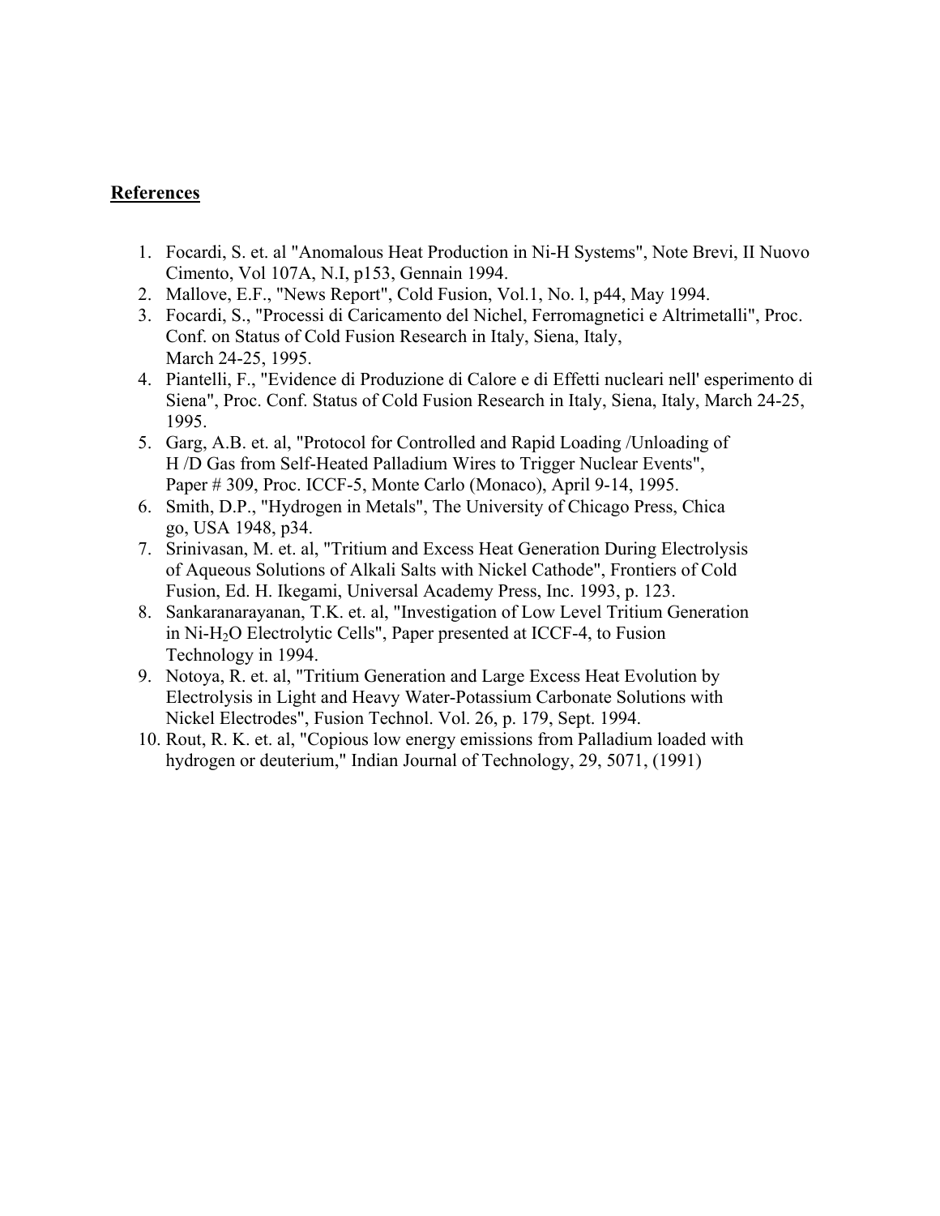**References**

1. Focardi, S. et. al "Anomalous Heat Production in Ni-H Systems", Note Brevi, II Nuovo Cimento, Vol 107A, N.I, p153, Gennain 1994.
2. Mallove, E.F., "News Report", Cold Fusion, Vol.1, No. l, p44, May 1994.
3. Focardi, S., "Processi di Caricamento del Nichel, Ferromagnetici e Altrimetalli", Proc. Conf. on Status of Cold Fusion Research in Italy, Siena, Italy, March 24-25, 1995.
4. Piantelli, F., "Evidence di Produzione di Calore e di Effetti nucleari nell' esperimento di Siena", Proc. Conf. Status of Cold Fusion Research in Italy, Siena, Italy, March 24-25, 1995.
5. Garg, A.B. et. al, "Protocol for Controlled and Rapid Loading /Unloading of H /D Gas from Self-Heated Palladium Wires to Trigger Nuclear Events", Paper # 309, Proc. ICCF-5, Monte Carlo (Monaco), April 9-14, 1995.
6. Smith, D.P., "Hydrogen in Metals", The University of Chicago Press, Chica go, USA 1948, p34.
7. Srinivasan, M. et. al, "Tritium and Excess Heat Generation During Electrolysis of Aqueous Solutions of Alkali Salts with Nickel Cathode", Frontiers of Cold Fusion, Ed. H. Ikegami, Universal Academy Press, Inc. 1993, p. 123.
8. Sankaranarayanan, T.K. et. al, "Investigation of Low Level Tritium Generation in Ni-$H_2O$ Electrolytic Cells", Paper presented at ICCF-4, to Fusion Technology in 1994.
9. Notoya, R. et. al, "Tritium Generation and Large Excess Heat Evolution by Electrolysis in Light and Heavy Water-Potassium Carbonate Solutions with Nickel Electrodes", Fusion Technol. Vol. 26, p. 179, Sept. 1994.
10. Rout, R. K. et. al, "Copious low energy emissions from Palladium loaded with hydrogen or deuterium," Indian Journal of Technology, 29, 5071, (1991)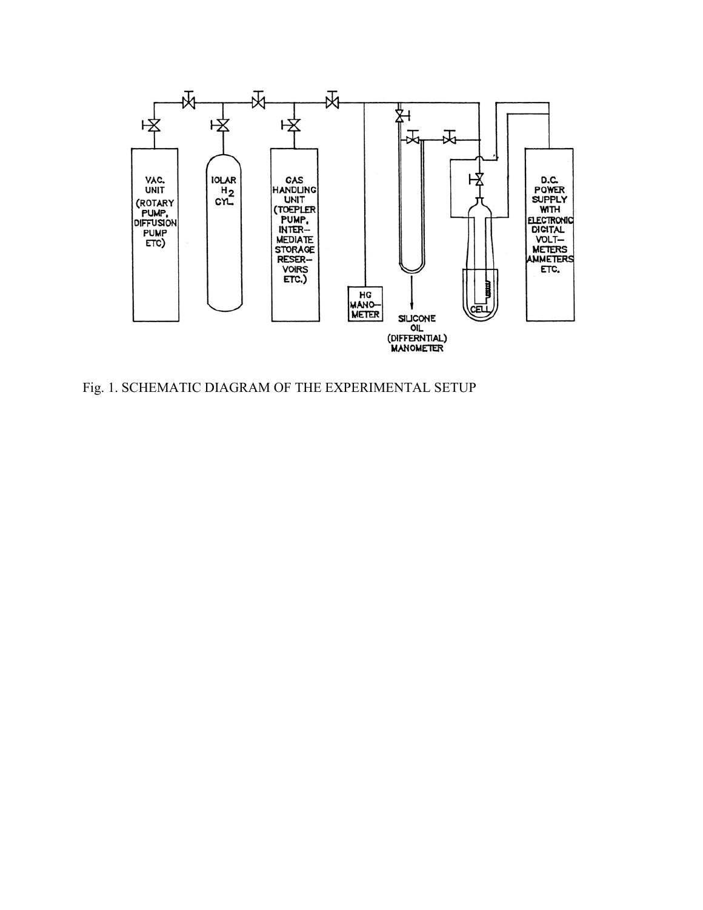VAC. UNIT (ROTARY PUMP, DIFFUSION PUMP ETC)

IOLAR $H_2$ CYL.

GAS HANDLING UNIT (TOEPLER PUMP, INTER-MEDIATE STORAGE RESER-VOIRS ETC.)

HG MANO-METER

SILICONE OIL (DIFFERNTIAL) MANOMETER

CELL

D.C. POWER SUPPLY WITH ELECTRONIC DIGITAL VOLT-METERS AMMETERS ETC.

Fig. 1. SCHEMATIC DIAGRAM OF THE EXPERIMENTAL SETUP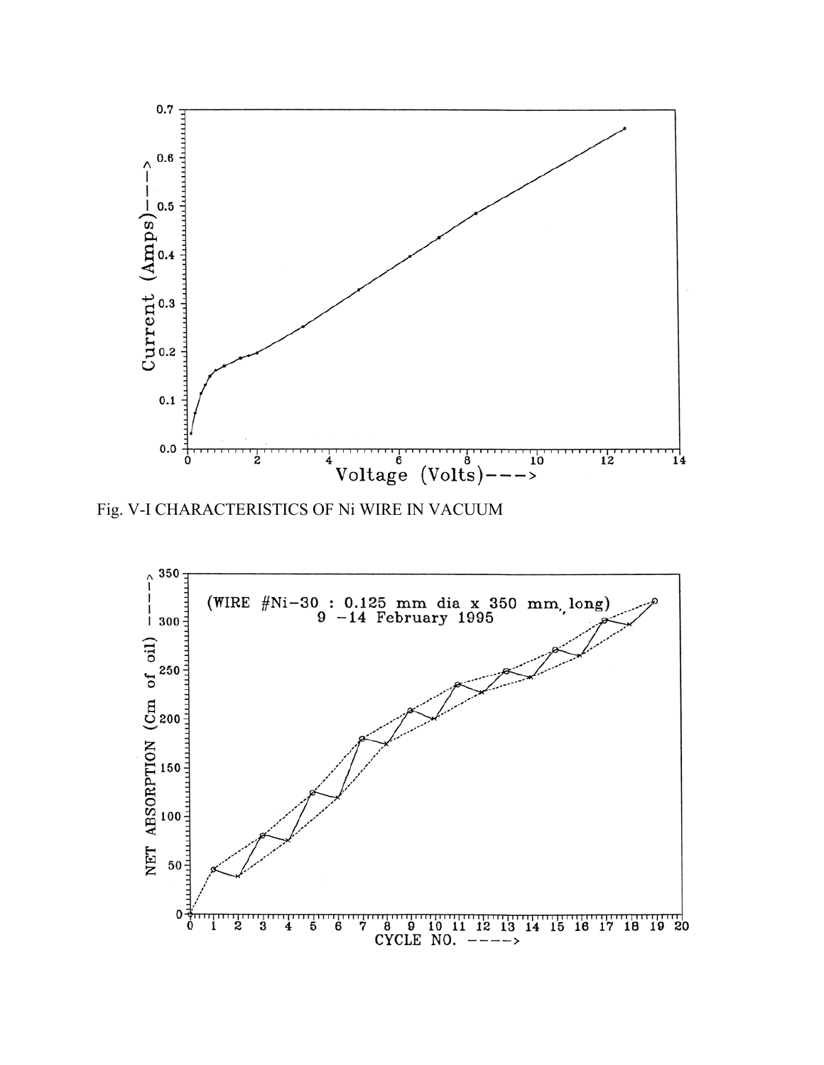0.7

0.6

0.5

0.4

0.3

0.2

0.1

0.0

0 2 4 6 8 10 12 14

Current (Amps)--->

Voltage (Volts)--->

Fig. V-I CHARACTERISTICS OF Ni WIRE IN VACUUM

(WIRE #Ni-30 : 0.125 mm dia x 350 mm long)
9 -14 February 1995

350

300

250

200

150

100

50

0

0 1 2 3 4 5 6 7 8 9 10 11 12 13 14 15 16 17 18 19 20

NET ABSORPTION (Cm of oil) ---->

CYCLE NO. ---->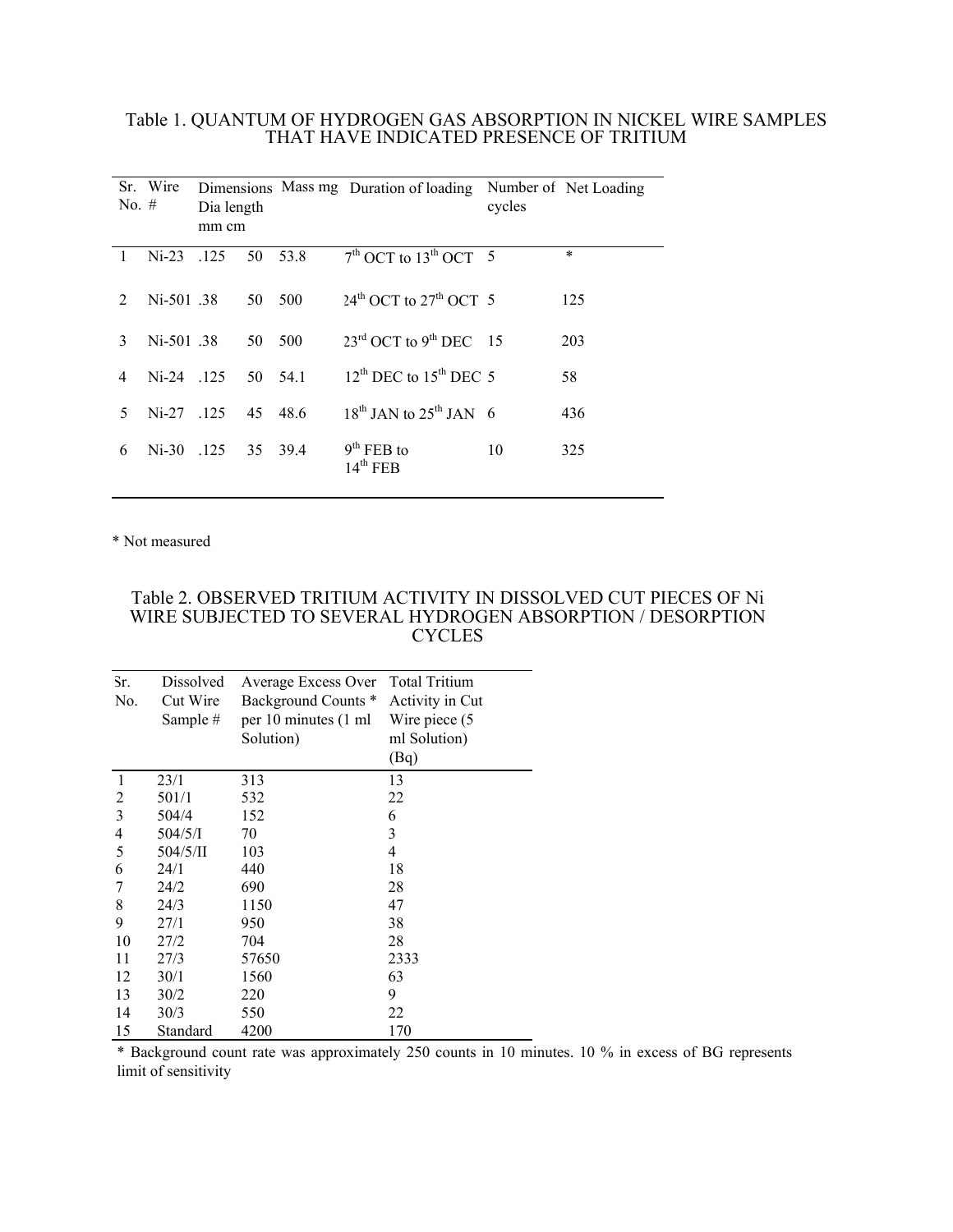Table 1. QUANTUM OF HYDROGEN GAS ABSORPTION IN NICKEL WIRE SAMPLES THAT HAVE INDICATED PRESENCE OF TRITIUM

| Sr. No. | Wire # | Dimensions Dia mm | length cm | Mass mg | Duration of loading | Number of cycles | Net Loading |
|---|---|---|---|---|---|---|---|
| 1 | Ni-23 | .125 | 50 | 53.8 | 7[th] OCT to 13[th] OCT | 5 | * |
| 2 | Ni-501 | .38 | 50 | 500 | 24[th] OCT to 27[th] OCT | 5 | 125 |
| 3 | Ni-501 | .38 | 50 | 500 | 23[rd] OCT to 9[th] DEC | 15 | 203 |
| 4 | Ni-24 | .125 | 50 | 54.1 | 12[th] DEC to 15[th] DEC | 5 | 58 |
| 5 | Ni-27 | .125 | 45 | 48.6 | 18[th] JAN to 25[th] JAN | 6 | 436 |
| 6 | Ni-30 | .125 | 35 | 39.4 | 9[th] FEB to 14[th] FEB | 10 | 325 |

* Not measured

Table 2. OBSERVED TRITIUM ACTIVITY IN DISSOLVED CUT PIECES OF Ni WIRE SUBJECTED TO SEVERAL HYDROGEN ABSORPTION / DESORPTION CYCLES

| Sr. No. | Dissolved Cut Wire Sample # | Average Excess Over Background Counts * per 10 minutes (1 ml Solution) | Total Tritium Activity in Cut Wire piece (5 ml Solution) (Bq) |
|---|---|---|---|
| 1 | 23/1 | 313 | 13 |
| 2 | 501/1 | 532 | 22 |
| 3 | 504/4 | 152 | 6 |
| 4 | 504/5/I | 70 | 3 |
| 5 | 504/5/II | 103 | 4 |
| 6 | 24/1 | 440 | 18 |
| 7 | 24/2 | 690 | 28 |
| 8 | 24/3 | 1150 | 47 |
| 9 | 27/1 | 950 | 38 |
| 10 | 27/2 | 704 | 28 |
| 11 | 27/3 | 57650 | 2333 |
| 12 | 30/1 | 1560 | 63 |
| 13 | 30/2 | 220 | 9 |
| 14 | 30/3 | 550 | 22 |
| 15 | Standard | 4200 | 170 |

* Background count rate was approximately 250 counts in 10 minutes. 10 % in excess of BG represents limit of sensitivity